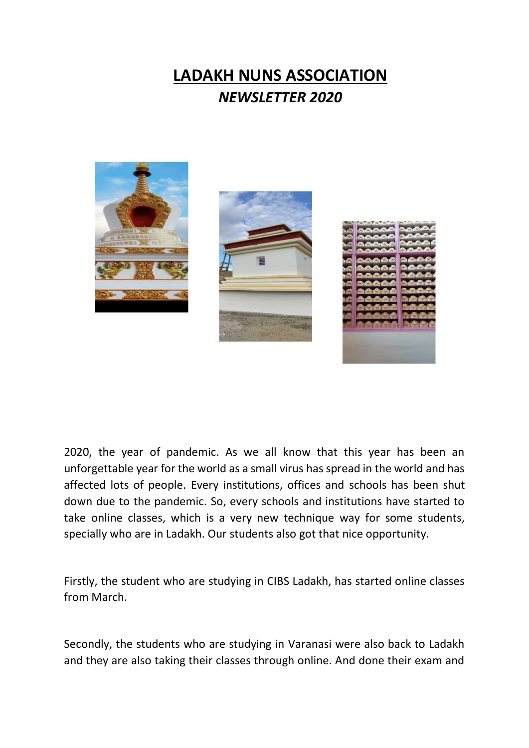# LADAKH NUNS ASSOCIATION

## *NEWSLETTER 2020*

2020, the year of pandemic. As we all know that this year has been an unforgettable year for the world as a small virus has spread in the world and has affected lots of people. Every institutions, offices and schools has been shut down due to the pandemic. So, every schools and institutions have started to take online classes, which is a very new technique way for some students, specially who are in Ladakh. Our students also got that nice opportunity.

Firstly, the student who are studying in CIBS Ladakh, has started online classes from March.

Secondly, the students who are studying in Varanasi were also back to Ladakh and they are also taking their classes through online. And done their exam and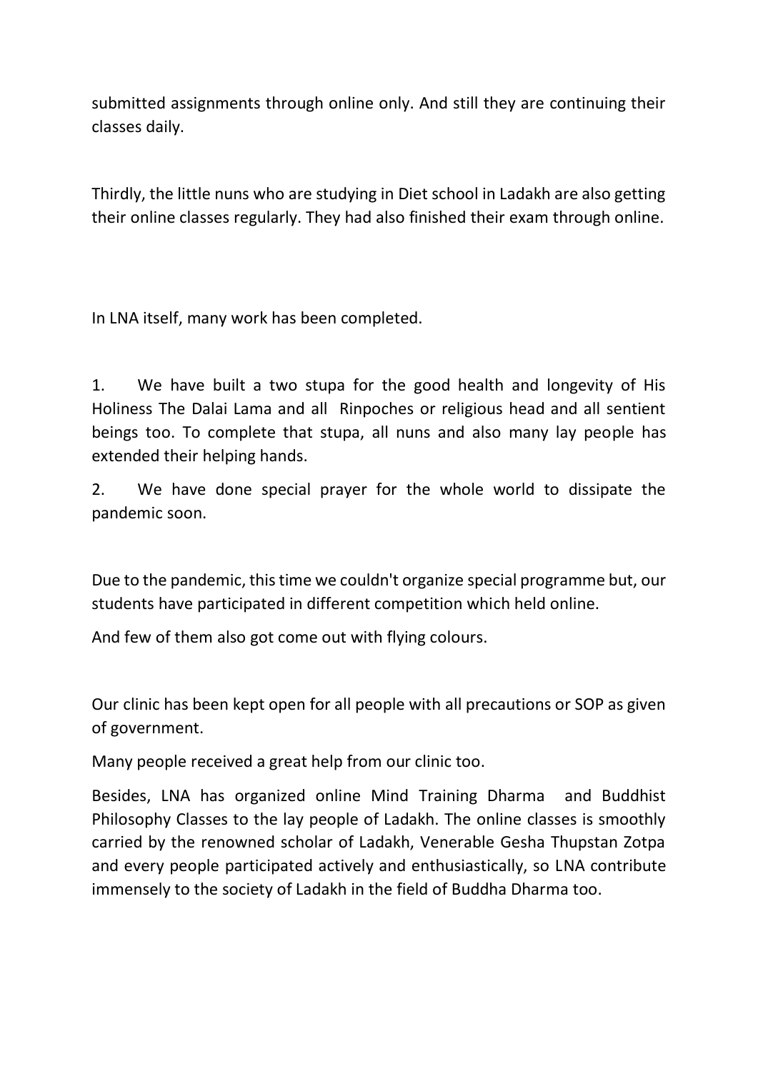submitted assignments through online only. And still they are continuing their classes daily.

Thirdly, the little nuns who are studying in Diet school in Ladakh are also getting their online classes regularly. They had also finished their exam through online.

In LNA itself, many work has been completed.

1. We have built a two stupa for the good health and longevity of His Holiness The Dalai Lama and all Rinpoches or religious head and all sentient beings too. To complete that stupa, all nuns and also many lay people has extended their helping hands.
2. We have done special prayer for the whole world to dissipate the pandemic soon.

Due to the pandemic, this time we couldn't organize special programme but, our students have participated in different competition which held online.

And few of them also got come out with flying colours.

Our clinic has been kept open for all people with all precautions or SOP as given of government.

Many people received a great help from our clinic too.

Besides, LNA has organized online Mind Training Dharma and Buddhist Philosophy Classes to the lay people of Ladakh. The online classes is smoothly carried by the renowned scholar of Ladakh, Venerable Gesha Thupstan Zotpa and every people participated actively and enthusiastically, so LNA contribute immensely to the society of Ladakh in the field of Buddha Dharma too.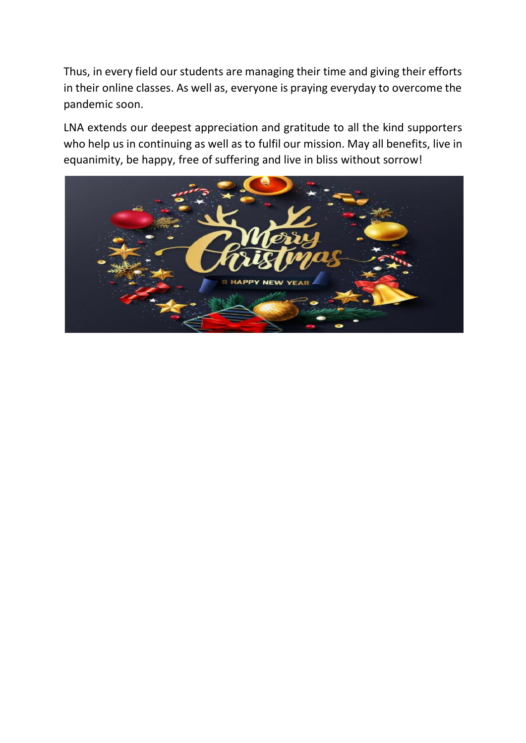Thus, in every field our students are managing their time and giving their efforts in their online classes. As well as, everyone is praying everyday to overcome the pandemic soon.

LNA extends our deepest appreciation and gratitude to all the kind supporters who help us in continuing as well as to fulfil our mission. May all benefits, live in equanimity, be happy, free of suffering and live in bliss without sorrow!